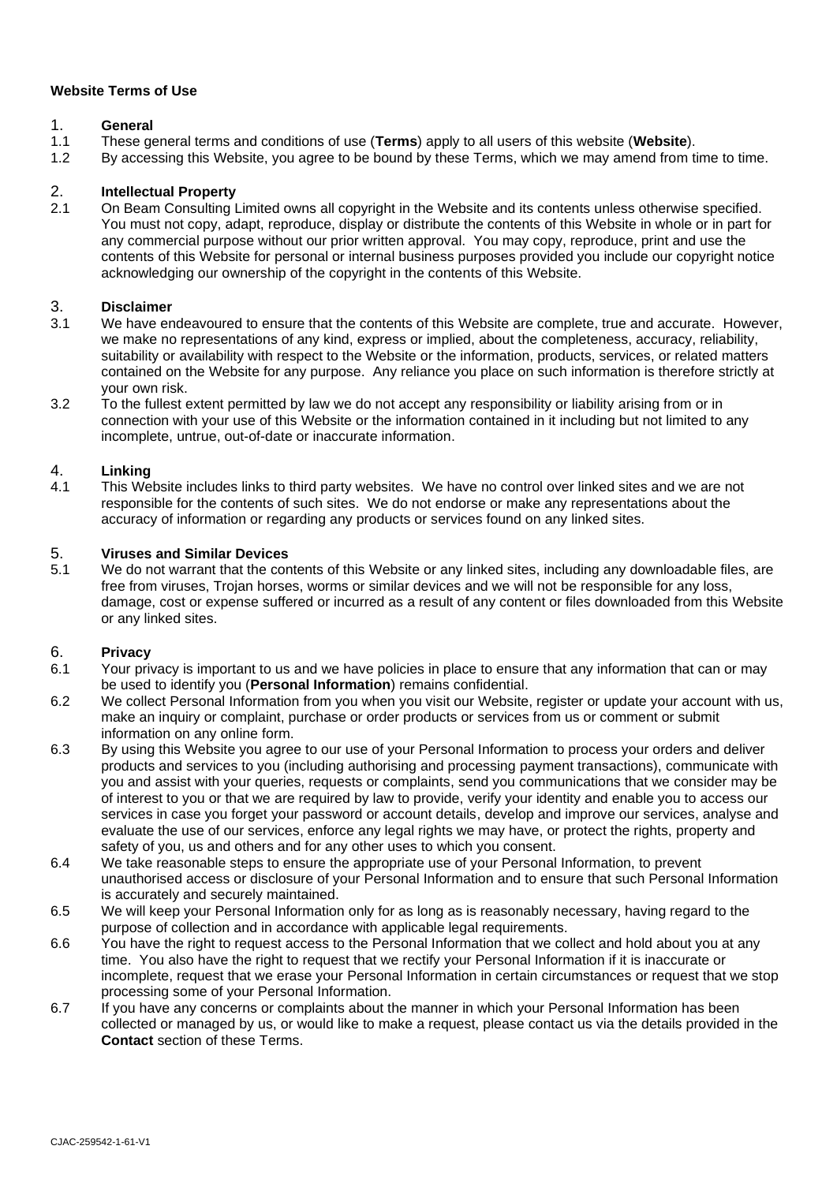**Website Terms of Use**

## 1. General

1.1 These general terms and conditions of use (**Terms**) apply to all users of this website (**Website**).

1.2 By accessing this Website, you agree to be bound by these Terms, which we may amend from time to time.

## 2. Intellectual Property

2.1 On Beam Consulting Limited owns all copyright in the Website and its contents unless otherwise specified. You must not copy, adapt, reproduce, display or distribute the contents of this Website in whole or in part for any commercial purpose without our prior written approval. You may copy, reproduce, print and use the contents of this Website for personal or internal business purposes provided you include our copyright notice acknowledging our ownership of the copyright in the contents of this Website.

## 3. Disclaimer

3.1 We have endeavoured to ensure that the contents of this Website are complete, true and accurate. However, we make no representations of any kind, express or implied, about the completeness, accuracy, reliability, suitability or availability with respect to the Website or the information, products, services, or related matters contained on the Website for any purpose. Any reliance you place on such information is therefore strictly at your own risk.

3.2 To the fullest extent permitted by law we do not accept any responsibility or liability arising from or in connection with your use of this Website or the information contained in it including but not limited to any incomplete, untrue, out-of-date or inaccurate information.

## 4. Linking

4.1 This Website includes links to third party websites. We have no control over linked sites and we are not responsible for the contents of such sites. We do not endorse or make any representations about the accuracy of information or regarding any products or services found on any linked sites.

## 5. Viruses and Similar Devices

5.1 We do not warrant that the contents of this Website or any linked sites, including any downloadable files, are free from viruses, Trojan horses, worms or similar devices and we will not be responsible for any loss, damage, cost or expense suffered or incurred as a result of any content or files downloaded from this Website or any linked sites.

## 6. Privacy

6.1 Your privacy is important to us and we have policies in place to ensure that any information that can or may be used to identify you (**Personal Information**) remains confidential.

6.2 We collect Personal Information from you when you visit our Website, register or update your account with us, make an inquiry or complaint, purchase or order products or services from us or comment or submit information on any online form.

6.3 By using this Website you agree to our use of your Personal Information to process your orders and deliver products and services to you (including authorising and processing payment transactions), communicate with you and assist with your queries, requests or complaints, send you communications that we consider may be of interest to you or that we are required by law to provide, verify your identity and enable you to access our services in case you forget your password or account details, develop and improve our services, analyse and evaluate the use of our services, enforce any legal rights we may have, or protect the rights, property and safety of you, us and others and for any other uses to which you consent.

6.4 We take reasonable steps to ensure the appropriate use of your Personal Information, to prevent unauthorised access or disclosure of your Personal Information and to ensure that such Personal Information is accurately and securely maintained.

6.5 We will keep your Personal Information only for as long as is reasonably necessary, having regard to the purpose of collection and in accordance with applicable legal requirements.

6.6 You have the right to request access to the Personal Information that we collect and hold about you at any time. You also have the right to request that we rectify your Personal Information if it is inaccurate or incomplete, request that we erase your Personal Information in certain circumstances or request that we stop processing some of your Personal Information.

6.7 If you have any concerns or complaints about the manner in which your Personal Information has been collected or managed by us, or would like to make a request, please contact us via the details provided in the **Contact** section of these Terms.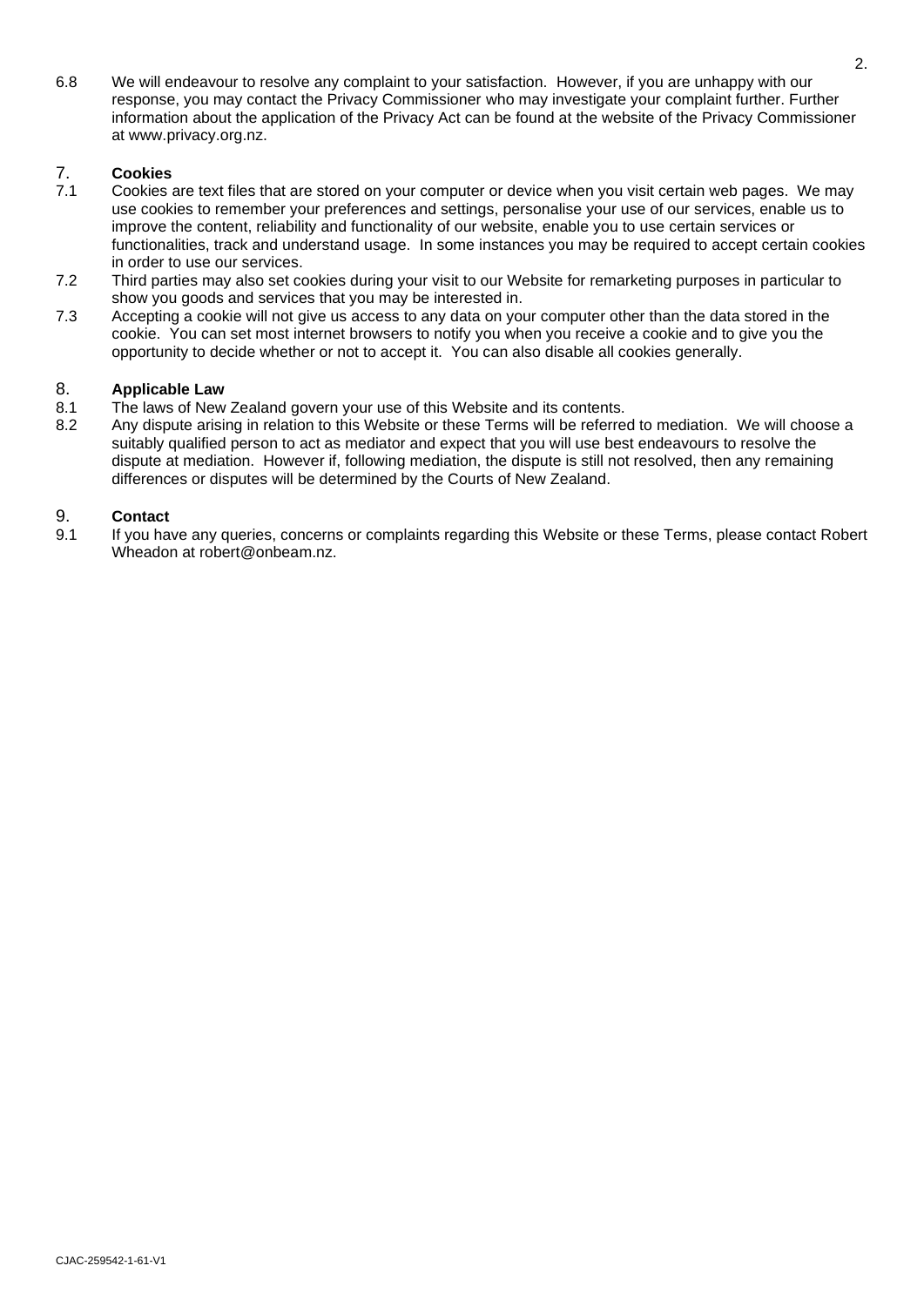6.8 We will endeavour to resolve any complaint to your satisfaction. However, if you are unhappy with our response, you may contact the Privacy Commissioner who may investigate your complaint further. Further information about the application of the Privacy Act can be found at the website of the Privacy Commissioner at www.privacy.org.nz.

## 7. Cookies

7.1 Cookies are text files that are stored on your computer or device when you visit certain web pages. We may use cookies to remember your preferences and settings, personalise your use of our services, enable us to improve the content, reliability and functionality of our website, enable you to use certain services or functionalities, track and understand usage. In some instances you may be required to accept certain cookies in order to use our services.

7.2 Third parties may also set cookies during your visit to our Website for remarketing purposes in particular to show you goods and services that you may be interested in.

7.3 Accepting a cookie will not give us access to any data on your computer other than the data stored in the cookie. You can set most internet browsers to notify you when you receive a cookie and to give you the opportunity to decide whether or not to accept it. You can also disable all cookies generally.

## 8. Applicable Law

8.1 The laws of New Zealand govern your use of this Website and its contents.

8.2 Any dispute arising in relation to this Website or these Terms will be referred to mediation. We will choose a suitably qualified person to act as mediator and expect that you will use best endeavours to resolve the dispute at mediation. However if, following mediation, the dispute is still not resolved, then any remaining differences or disputes will be determined by the Courts of New Zealand.

## 9. Contact

9.1 If you have any queries, concerns or complaints regarding this Website or these Terms, please contact Robert Wheadon at robert@onbeam.nz.

CJAC-259542-1-61-V1